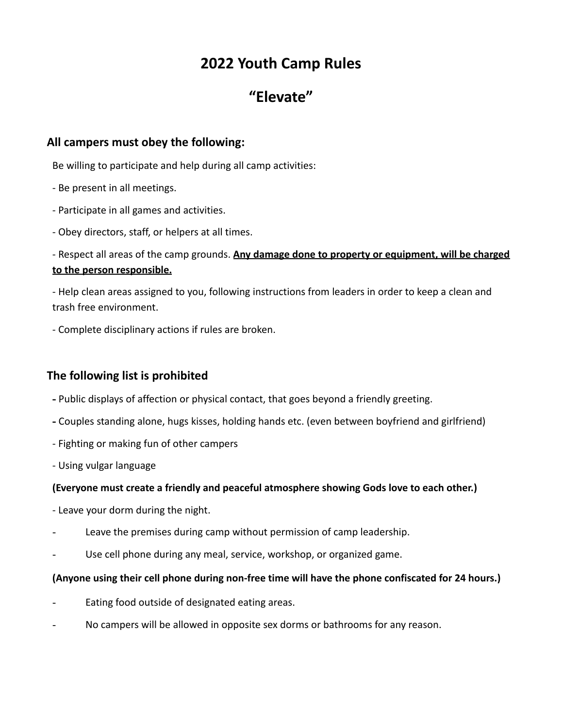# 2022 Youth Camp Rules

# “Elevate”

## All campers must obey the following:

Be willing to participate and help during all camp activities:

- Be present in all meetings.
- Participate in all games and activities.
- Obey directors, staff, or helpers at all times.
- Respect all areas of the camp grounds. **<u>Any damage done to property or equipment, will be charged to the person responsible.</u>**
- Help clean areas assigned to you, following instructions from leaders in order to keep a clean and trash free environment.
- Complete disciplinary actions if rules are broken.

## The following list is prohibited

- Public displays of affection or physical contact, that goes beyond a friendly greeting.
- Couples standing alone, hugs kisses, holding hands etc. (even between boyfriend and girlfriend)
- Fighting or making fun of other campers
- Using vulgar language

**(Everyone must create a friendly and peaceful atmosphere showing Gods love to each other.)**

- Leave your dorm during the night.
- Leave the premises during camp without permission of camp leadership.
- Use cell phone during any meal, service, workshop, or organized game.

**(Anyone using their cell phone during non-free time will have the phone confiscated for 24 hours.)**

- Eating food outside of designated eating areas.
- No campers will be allowed in opposite sex dorms or bathrooms for any reason.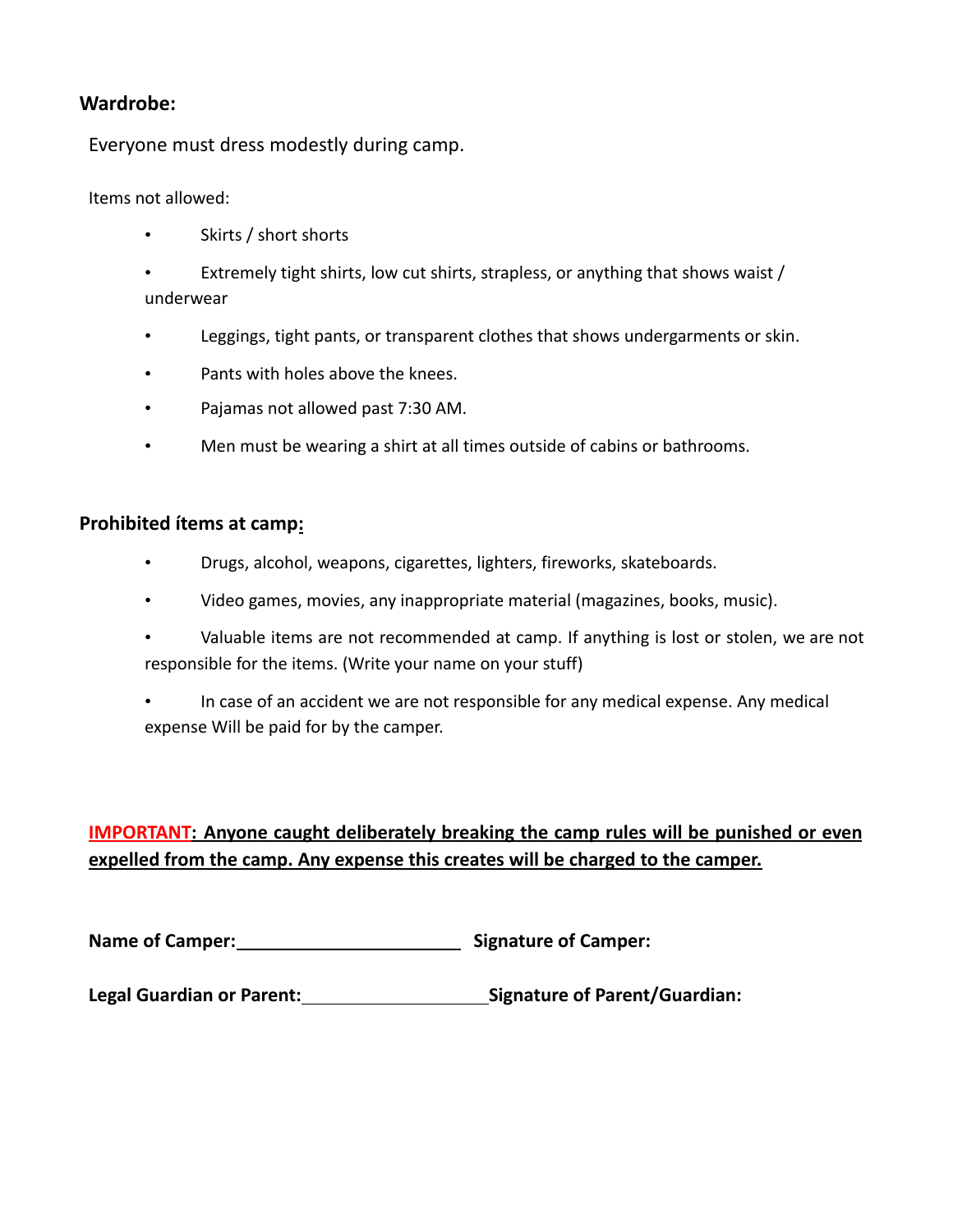## Wardrobe:

Everyone must dress modestly during camp.

Items not allowed:

- Skirts / short shorts
- Extremely tight shirts, low cut shirts, strapless, or anything that shows waist / underwear
- Leggings, tight pants, or transparent clothes that shows undergarments or skin.
- Pants with holes above the knees.
- Pajamas not allowed past 7:30 AM.
- Men must be wearing a shirt at all times outside of cabins or bathrooms.

## Prohibited ítems at camp:

- Drugs, alcohol, weapons, cigarettes, lighters, fireworks, skateboards.
- Video games, movies, any inappropriate material (magazines, books, music).
- Valuable items are not recommended at camp. If anything is lost or stolen, we are not responsible for the items. (Write your name on your stuff)
- In case of an accident we are not responsible for any medical expense. Any medical expense Will be paid for by the camper.

**IMPORTANT: Anyone caught deliberately breaking the camp rules will be punished or even expelled from the camp. Any expense this creates will be charged to the camper.**

**Name of Camper:**\_\_\_\_\_\_\_\_\_\_\_\_\_\_\_\_\_\_\_\_\_\_\_\_ **Signature of Camper:**

**Legal Guardian or Parent:**\_\_\_\_\_\_\_\_\_\_\_\_\_\_\_\_\_\_\_\_ **Signature of Parent/Guardian:**